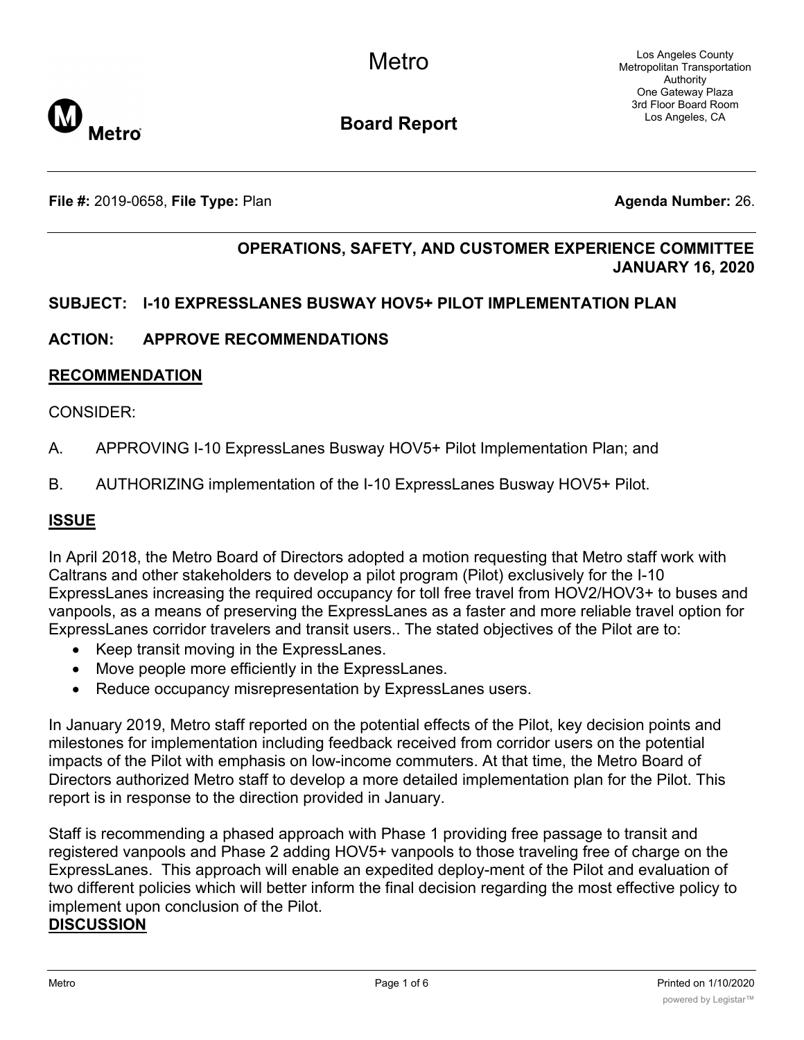Metro

Los Angeles County Metropolitan Transportation Authority
One Gateway Plaza
3rd Floor Board Room
Los Angeles, CA

**Board Report**

**File #:** 2019-0658, **File Type:** Plan **Agenda Number:** 26.

**OPERATIONS, SAFETY, AND CUSTOMER EXPERIENCE COMMITTEE**
**JANUARY 16, 2020**

**SUBJECT: I-10 EXPRESSLANES BUSWAY HOV5+ PILOT IMPLEMENTATION PLAN**

**ACTION: APPROVE RECOMMENDATIONS**

## RECOMMENDATION

CONSIDER:

A. APPROVING I-10 ExpressLanes Busway HOV5+ Pilot Implementation Plan; and

B. AUTHORIZING implementation of the I-10 ExpressLanes Busway HOV5+ Pilot.

## ISSUE

In April 2018, the Metro Board of Directors adopted a motion requesting that Metro staff work with Caltrans and other stakeholders to develop a pilot program (Pilot) exclusively for the I-10 ExpressLanes increasing the required occupancy for toll free travel from HOV2/HOV3+ to buses and vanpools, as a means of preserving the ExpressLanes as a faster and more reliable travel option for ExpressLanes corridor travelers and transit users.. The stated objectives of the Pilot are to:

- Keep transit moving in the ExpressLanes.
- Move people more efficiently in the ExpressLanes.
- Reduce occupancy misrepresentation by ExpressLanes users.

In January 2019, Metro staff reported on the potential effects of the Pilot, key decision points and milestones for implementation including feedback received from corridor users on the potential impacts of the Pilot with emphasis on low-income commuters. At that time, the Metro Board of Directors authorized Metro staff to develop a more detailed implementation plan for the Pilot. This report is in response to the direction provided in January.

Staff is recommending a phased approach with Phase 1 providing free passage to transit and registered vanpools and Phase 2 adding HOV5+ vanpools to those traveling free of charge on the ExpressLanes. This approach will enable an expedited deploy-ment of the Pilot and evaluation of two different policies which will better inform the final decision regarding the most effective policy to implement upon conclusion of the Pilot.

## DISCUSSION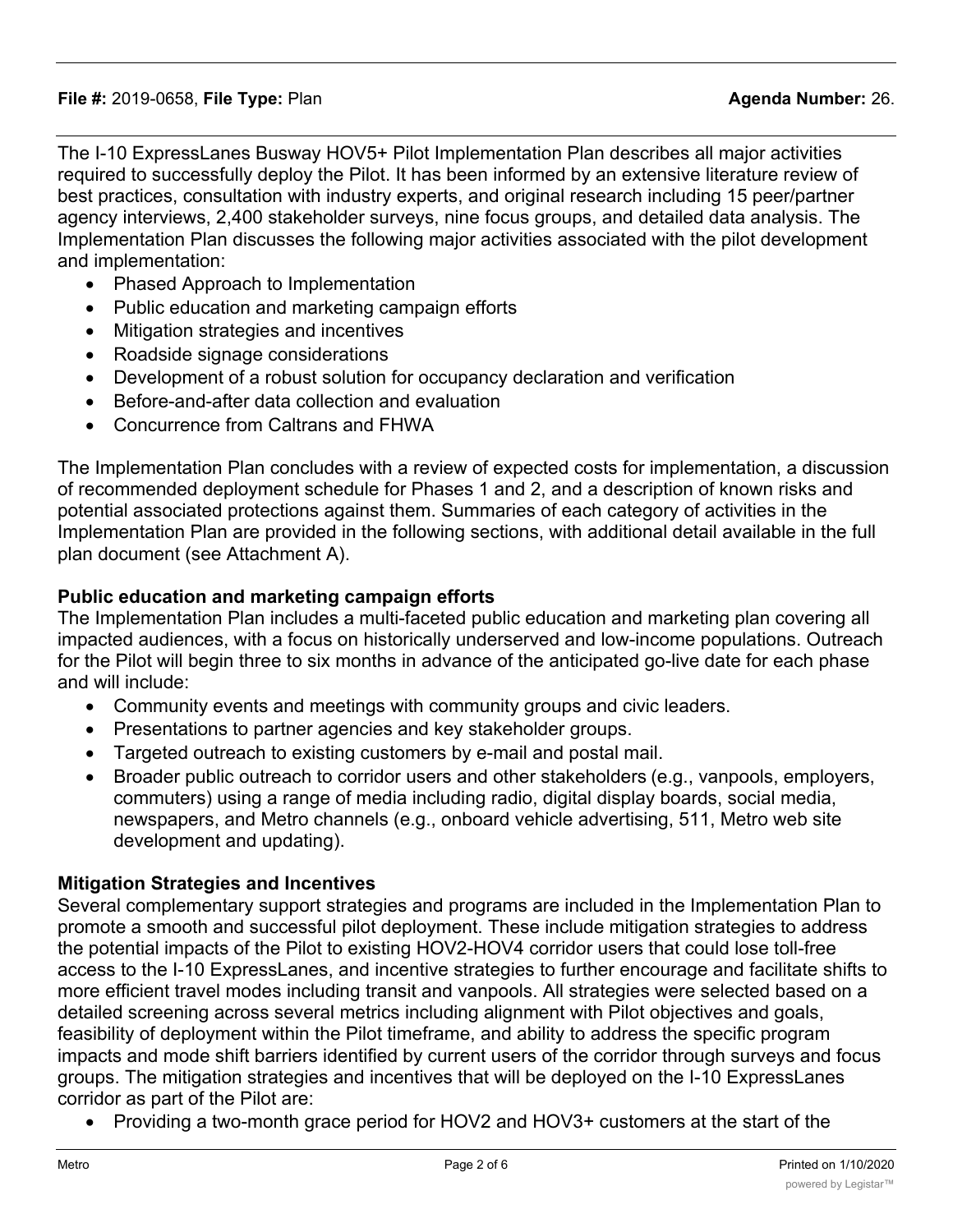The I-10 ExpressLanes Busway HOV5+ Pilot Implementation Plan describes all major activities required to successfully deploy the Pilot. It has been informed by an extensive literature review of best practices, consultation with industry experts, and original research including 15 peer/partner agency interviews, 2,400 stakeholder surveys, nine focus groups, and detailed data analysis. The Implementation Plan discusses the following major activities associated with the pilot development and implementation:

- Phased Approach to Implementation
- Public education and marketing campaign efforts
- Mitigation strategies and incentives
- Roadside signage considerations
- Development of a robust solution for occupancy declaration and verification
- Before-and-after data collection and evaluation
- Concurrence from Caltrans and FHWA

The Implementation Plan concludes with a review of expected costs for implementation, a discussion of recommended deployment schedule for Phases 1 and 2, and a description of known risks and potential associated protections against them. Summaries of each category of activities in the Implementation Plan are provided in the following sections, with additional detail available in the full plan document (see Attachment A).

**Public education and marketing campaign efforts**

The Implementation Plan includes a multi-faceted public education and marketing plan covering all impacted audiences, with a focus on historically underserved and low-income populations. Outreach for the Pilot will begin three to six months in advance of the anticipated go-live date for each phase and will include:

- Community events and meetings with community groups and civic leaders.
- Presentations to partner agencies and key stakeholder groups.
- Targeted outreach to existing customers by e-mail and postal mail.
- Broader public outreach to corridor users and other stakeholders (e.g., vanpools, employers, commuters) using a range of media including radio, digital display boards, social media, newspapers, and Metro channels (e.g., onboard vehicle advertising, 511, Metro web site development and updating).

**Mitigation Strategies and Incentives**

Several complementary support strategies and programs are included in the Implementation Plan to promote a smooth and successful pilot deployment. These include mitigation strategies to address the potential impacts of the Pilot to existing HOV2-HOV4 corridor users that could lose toll-free access to the I-10 ExpressLanes, and incentive strategies to further encourage and facilitate shifts to more efficient travel modes including transit and vanpools. All strategies were selected based on a detailed screening across several metrics including alignment with Pilot objectives and goals, feasibility of deployment within the Pilot timeframe, and ability to address the specific program impacts and mode shift barriers identified by current users of the corridor through surveys and focus groups. The mitigation strategies and incentives that will be deployed on the I-10 ExpressLanes corridor as part of the Pilot are:

- Providing a two-month grace period for HOV2 and HOV3+ customers at the start of the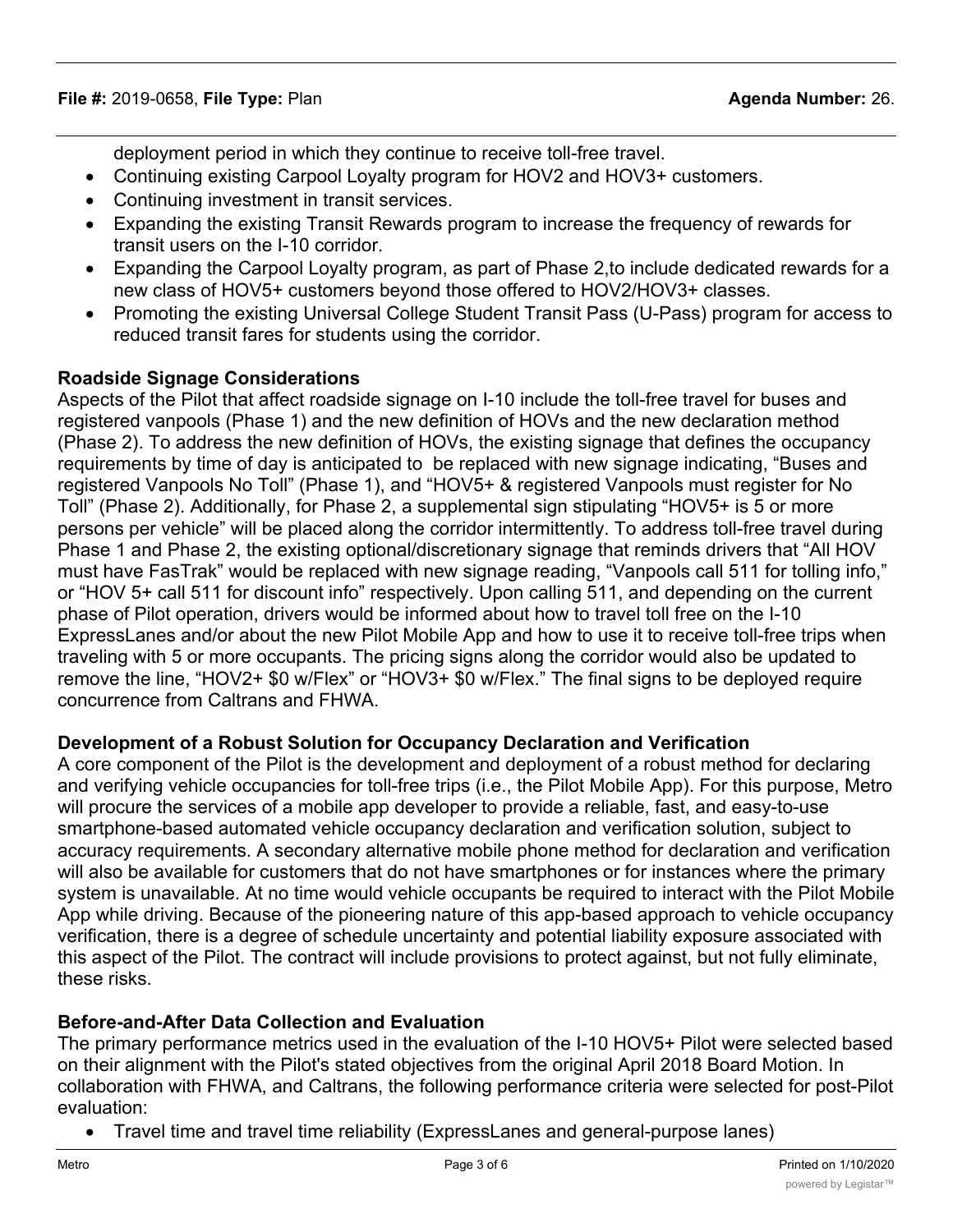deployment period in which they continue to receive toll-free travel.

- Continuing existing Carpool Loyalty program for HOV2 and HOV3+ customers.
- Continuing investment in transit services.
- Expanding the existing Transit Rewards program to increase the frequency of rewards for transit users on the I-10 corridor.
- Expanding the Carpool Loyalty program, as part of Phase 2,to include dedicated rewards for a new class of HOV5+ customers beyond those offered to HOV2/HOV3+ classes.
- Promoting the existing Universal College Student Transit Pass (U-Pass) program for access to reduced transit fares for students using the corridor.

**Roadside Signage Considerations**

Aspects of the Pilot that affect roadside signage on I-10 include the toll-free travel for buses and registered vanpools (Phase 1) and the new definition of HOVs and the new declaration method (Phase 2). To address the new definition of HOVs, the existing signage that defines the occupancy requirements by time of day is anticipated to be replaced with new signage indicating, "Buses and registered Vanpools No Toll" (Phase 1), and "HOV5+ & registered Vanpools must register for No Toll" (Phase 2). Additionally, for Phase 2, a supplemental sign stipulating "HOV5+ is 5 or more persons per vehicle" will be placed along the corridor intermittently. To address toll-free travel during Phase 1 and Phase 2, the existing optional/discretionary signage that reminds drivers that "All HOV must have FasTrak" would be replaced with new signage reading, "Vanpools call 511 for tolling info," or "HOV 5+ call 511 for discount info" respectively. Upon calling 511, and depending on the current phase of Pilot operation, drivers would be informed about how to travel toll free on the I-10 ExpressLanes and/or about the new Pilot Mobile App and how to use it to receive toll-free trips when traveling with 5 or more occupants. The pricing signs along the corridor would also be updated to remove the line, "HOV2+ $0 w/Flex" or "HOV3+ $0 w/Flex." The final signs to be deployed require concurrence from Caltrans and FHWA.

**Development of a Robust Solution for Occupancy Declaration and Verification**

A core component of the Pilot is the development and deployment of a robust method for declaring and verifying vehicle occupancies for toll-free trips (i.e., the Pilot Mobile App). For this purpose, Metro will procure the services of a mobile app developer to provide a reliable, fast, and easy-to-use smartphone-based automated vehicle occupancy declaration and verification solution, subject to accuracy requirements. A secondary alternative mobile phone method for declaration and verification will also be available for customers that do not have smartphones or for instances where the primary system is unavailable. At no time would vehicle occupants be required to interact with the Pilot Mobile App while driving. Because of the pioneering nature of this app-based approach to vehicle occupancy verification, there is a degree of schedule uncertainty and potential liability exposure associated with this aspect of the Pilot. The contract will include provisions to protect against, but not fully eliminate, these risks.

**Before-and-After Data Collection and Evaluation**

The primary performance metrics used in the evaluation of the I-10 HOV5+ Pilot were selected based on their alignment with the Pilot's stated objectives from the original April 2018 Board Motion. In collaboration with FHWA, and Caltrans, the following performance criteria were selected for post-Pilot evaluation:

- Travel time and travel time reliability (ExpressLanes and general-purpose lanes)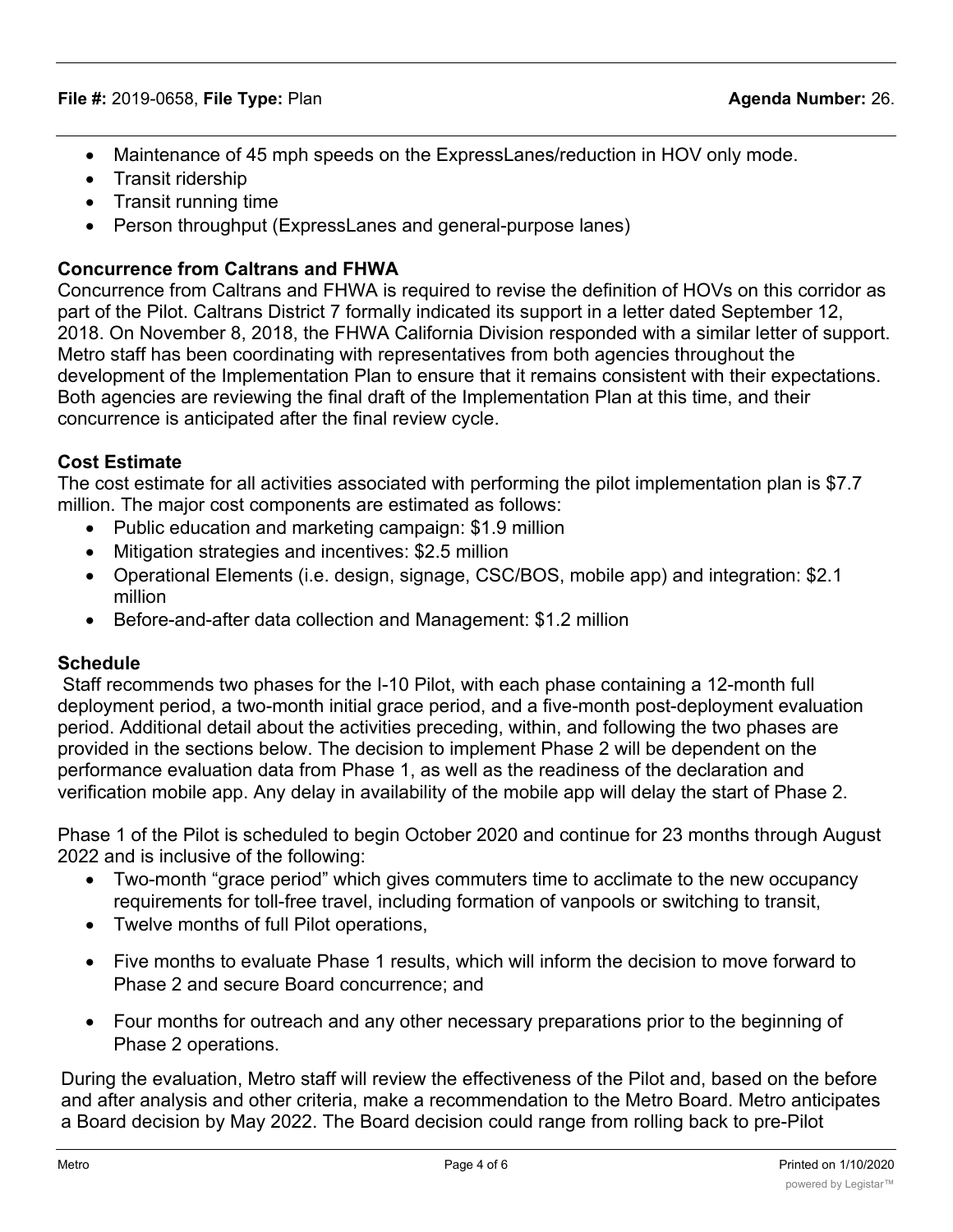- Maintenance of 45 mph speeds on the ExpressLanes/reduction in HOV only mode.
- Transit ridership
- Transit running time
- Person throughput (ExpressLanes and general-purpose lanes)

**Concurrence from Caltrans and FHWA**

Concurrence from Caltrans and FHWA is required to revise the definition of HOVs on this corridor as part of the Pilot. Caltrans District 7 formally indicated its support in a letter dated September 12, 2018. On November 8, 2018, the FHWA California Division responded with a similar letter of support. Metro staff has been coordinating with representatives from both agencies throughout the development of the Implementation Plan to ensure that it remains consistent with their expectations. Both agencies are reviewing the final draft of the Implementation Plan at this time, and their concurrence is anticipated after the final review cycle.

**Cost Estimate**

The cost estimate for all activities associated with performing the pilot implementation plan is $7.7 million. The major cost components are estimated as follows:

- Public education and marketing campaign: $1.9 million
- Mitigation strategies and incentives: $2.5 million
- Operational Elements (i.e. design, signage, CSC/BOS, mobile app) and integration: $2.1 million
- Before-and-after data collection and Management: $1.2 million

**Schedule**

Staff recommends two phases for the I-10 Pilot, with each phase containing a 12-month full deployment period, a two-month initial grace period, and a five-month post-deployment evaluation period. Additional detail about the activities preceding, within, and following the two phases are provided in the sections below. The decision to implement Phase 2 will be dependent on the performance evaluation data from Phase 1, as well as the readiness of the declaration and verification mobile app. Any delay in availability of the mobile app will delay the start of Phase 2.

Phase 1 of the Pilot is scheduled to begin October 2020 and continue for 23 months through August 2022 and is inclusive of the following:

- Two-month "grace period" which gives commuters time to acclimate to the new occupancy requirements for toll-free travel, including formation of vanpools or switching to transit,
- Twelve months of full Pilot operations,
- Five months to evaluate Phase 1 results, which will inform the decision to move forward to Phase 2 and secure Board concurrence; and
- Four months for outreach and any other necessary preparations prior to the beginning of Phase 2 operations.

During the evaluation, Metro staff will review the effectiveness of the Pilot and, based on the before and after analysis and other criteria, make a recommendation to the Metro Board. Metro anticipates a Board decision by May 2022. The Board decision could range from rolling back to pre-Pilot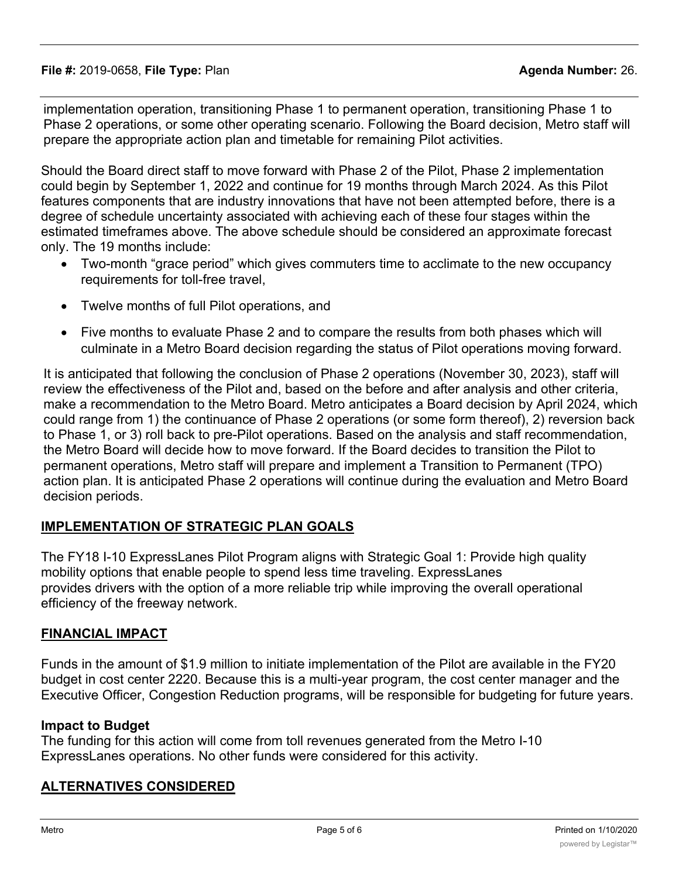implementation operation, transitioning Phase 1 to permanent operation, transitioning Phase 1 to Phase 2 operations, or some other operating scenario. Following the Board decision, Metro staff will prepare the appropriate action plan and timetable for remaining Pilot activities.

Should the Board direct staff to move forward with Phase 2 of the Pilot, Phase 2 implementation could begin by September 1, 2022 and continue for 19 months through March 2024. As this Pilot features components that are industry innovations that have not been attempted before, there is a degree of schedule uncertainty associated with achieving each of these four stages within the estimated timeframes above. The above schedule should be considered an approximate forecast only. The 19 months include:

- Two-month "grace period" which gives commuters time to acclimate to the new occupancy requirements for toll-free travel,
- Twelve months of full Pilot operations, and
- Five months to evaluate Phase 2 and to compare the results from both phases which will culminate in a Metro Board decision regarding the status of Pilot operations moving forward.

It is anticipated that following the conclusion of Phase 2 operations (November 30, 2023), staff will review the effectiveness of the Pilot and, based on the before and after analysis and other criteria, make a recommendation to the Metro Board. Metro anticipates a Board decision by April 2024, which could range from 1) the continuance of Phase 2 operations (or some form thereof), 2) reversion back to Phase 1, or 3) roll back to pre-Pilot operations. Based on the analysis and staff recommendation, the Metro Board will decide how to move forward. If the Board decides to transition the Pilot to permanent operations, Metro staff will prepare and implement a Transition to Permanent (TPO) action plan. It is anticipated Phase 2 operations will continue during the evaluation and Metro Board decision periods.

## IMPLEMENTATION OF STRATEGIC PLAN GOALS

The FY18 I-10 ExpressLanes Pilot Program aligns with Strategic Goal 1: Provide high quality mobility options that enable people to spend less time traveling. ExpressLanes provides drivers with the option of a more reliable trip while improving the overall operational efficiency of the freeway network.

## FINANCIAL IMPACT

Funds in the amount of $1.9 million to initiate implementation of the Pilot are available in the FY20 budget in cost center 2220. Because this is a multi-year program, the cost center manager and the Executive Officer, Congestion Reduction programs, will be responsible for budgeting for future years.

### Impact to Budget

The funding for this action will come from toll revenues generated from the Metro I-10 ExpressLanes operations. No other funds were considered for this activity.

## ALTERNATIVES CONSIDERED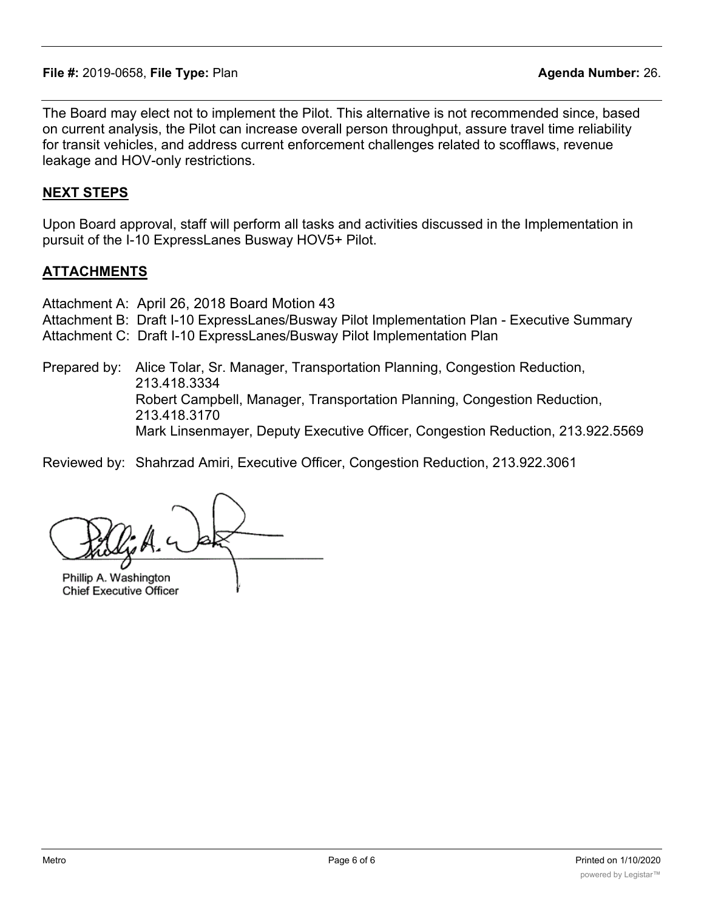The Board may elect not to implement the Pilot. This alternative is not recommended since, based on current analysis, the Pilot can increase overall person throughput, assure travel time reliability for transit vehicles, and address current enforcement challenges related to scofflaws, revenue leakage and HOV-only restrictions.

## NEXT STEPS

Upon Board approval, staff will perform all tasks and activities discussed in the Implementation in pursuit of the I-10 ExpressLanes Busway HOV5+ Pilot.

## ATTACHMENTS

Attachment A: April 26, 2018 Board Motion 43
Attachment B: Draft I-10 ExpressLanes/Busway Pilot Implementation Plan - Executive Summary
Attachment C: Draft I-10 ExpressLanes/Busway Pilot Implementation Plan

Prepared by: Alice Tolar, Sr. Manager, Transportation Planning, Congestion Reduction, 213.418.3334
Robert Campbell, Manager, Transportation Planning, Congestion Reduction, 213.418.3170
Mark Linsenmayer, Deputy Executive Officer, Congestion Reduction, 213.922.5569

Reviewed by: Shahrzad Amiri, Executive Officer, Congestion Reduction, 213.922.3061

Phillip A. Washington
Chief Executive Officer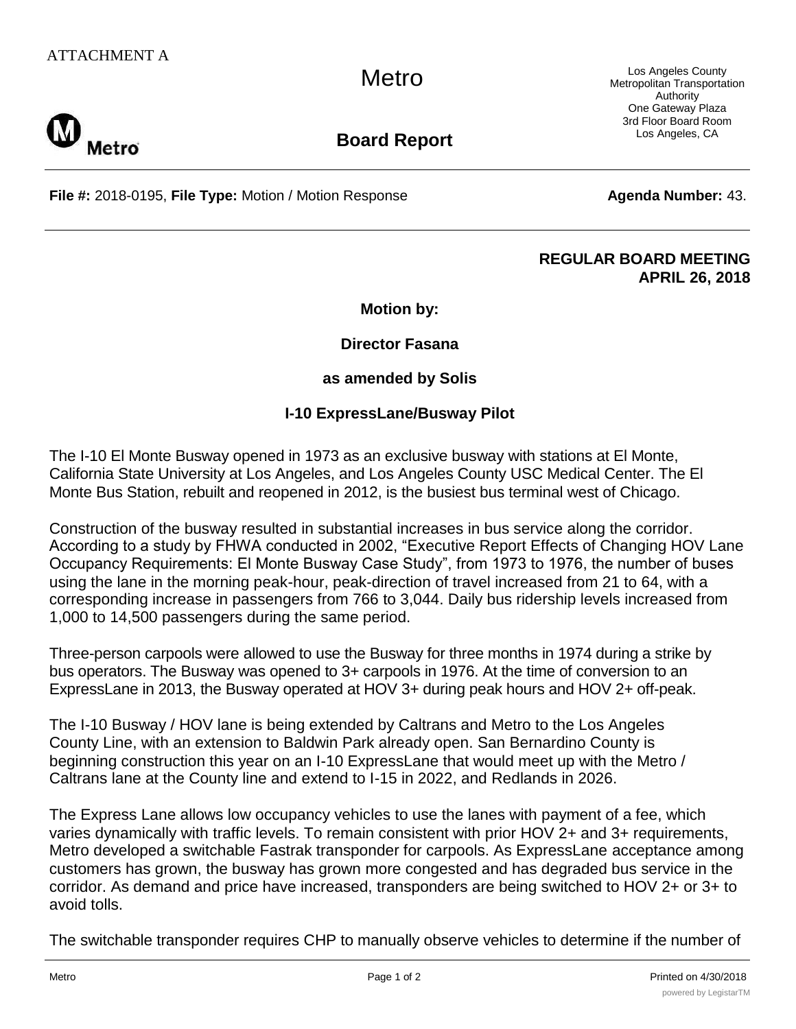ATTACHMENT A

# Metro

## Board Report

Los Angeles County Metropolitan Transportation Authority
One Gateway Plaza
3rd Floor Board Room
Los Angeles, CA

**File #:** 2018-0195, **File Type:** Motion / Motion Response **Agenda Number:** 43.

**REGULAR BOARD MEETING**
**APRIL 26, 2018**

**Motion by:**

**Director Fasana**

**as amended by Solis**

**I-10 ExpressLane/Busway Pilot**

The I-10 El Monte Busway opened in 1973 as an exclusive busway with stations at El Monte, California State University at Los Angeles, and Los Angeles County USC Medical Center. The El Monte Bus Station, rebuilt and reopened in 2012, is the busiest bus terminal west of Chicago.

Construction of the busway resulted in substantial increases in bus service along the corridor. According to a study by FHWA conducted in 2002, "Executive Report Effects of Changing HOV Lane Occupancy Requirements: El Monte Busway Case Study", from 1973 to 1976, the number of buses using the lane in the morning peak-hour, peak-direction of travel increased from 21 to 64, with a corresponding increase in passengers from 766 to 3,044. Daily bus ridership levels increased from 1,000 to 14,500 passengers during the same period.

Three-person carpools were allowed to use the Busway for three months in 1974 during a strike by bus operators. The Busway was opened to 3+ carpools in 1976. At the time of conversion to an ExpressLane in 2013, the Busway operated at HOV 3+ during peak hours and HOV 2+ off-peak.

The I-10 Busway / HOV lane is being extended by Caltrans and Metro to the Los Angeles County Line, with an extension to Baldwin Park already open. San Bernardino County is beginning construction this year on an I-10 ExpressLane that would meet up with the Metro / Caltrans lane at the County line and extend to I-15 in 2022, and Redlands in 2026.

The Express Lane allows low occupancy vehicles to use the lanes with payment of a fee, which varies dynamically with traffic levels. To remain consistent with prior HOV 2+ and 3+ requirements, Metro developed a switchable Fastrak transponder for carpools. As ExpressLane acceptance among customers has grown, the busway has grown more congested and has degraded bus service in the corridor. As demand and price have increased, transponders are being switched to HOV 2+ or 3+ to avoid tolls.

The switchable transponder requires CHP to manually observe vehicles to determine if the number of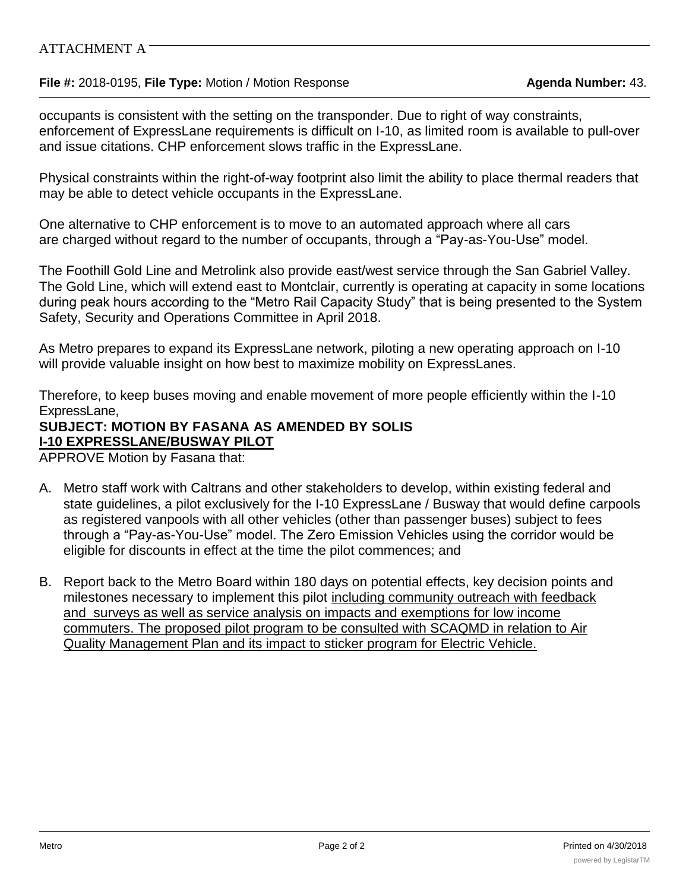occupants is consistent with the setting on the transponder. Due to right of way constraints, enforcement of ExpressLane requirements is difficult on I-10, as limited room is available to pull-over and issue citations. CHP enforcement slows traffic in the ExpressLane.

Physical constraints within the right-of-way footprint also limit the ability to place thermal readers that may be able to detect vehicle occupants in the ExpressLane.

One alternative to CHP enforcement is to move to an automated approach where all cars are charged without regard to the number of occupants, through a "Pay-as-You-Use" model.

The Foothill Gold Line and Metrolink also provide east/west service through the San Gabriel Valley. The Gold Line, which will extend east to Montclair, currently is operating at capacity in some locations during peak hours according to the "Metro Rail Capacity Study" that is being presented to the System Safety, Security and Operations Committee in April 2018.

As Metro prepares to expand its ExpressLane network, piloting a new operating approach on I-10 will provide valuable insight on how best to maximize mobility on ExpressLanes.

Therefore, to keep buses moving and enable movement of more people efficiently within the I-10 ExpressLane,

**SUBJECT: MOTION BY FASANA AS AMENDED BY SOLIS**
**I-10 EXPRESSLANE/BUSWAY PILOT**

APPROVE Motion by Fasana that:

A. Metro staff work with Caltrans and other stakeholders to develop, within existing federal and state guidelines, a pilot exclusively for the I-10 ExpressLane / Busway that would define carpools as registered vanpools with all other vehicles (other than passenger buses) subject to fees through a "Pay-as-You-Use" model. The Zero Emission Vehicles using the corridor would be eligible for discounts in effect at the time the pilot commences; and

B. Report back to the Metro Board within 180 days on potential effects, key decision points and milestones necessary to implement this pilot including community outreach with feedback and surveys as well as service analysis on impacts and exemptions for low income commuters. The proposed pilot program to be consulted with SCAQMD in relation to Air Quality Management Plan and its impact to sticker program for Electric Vehicle.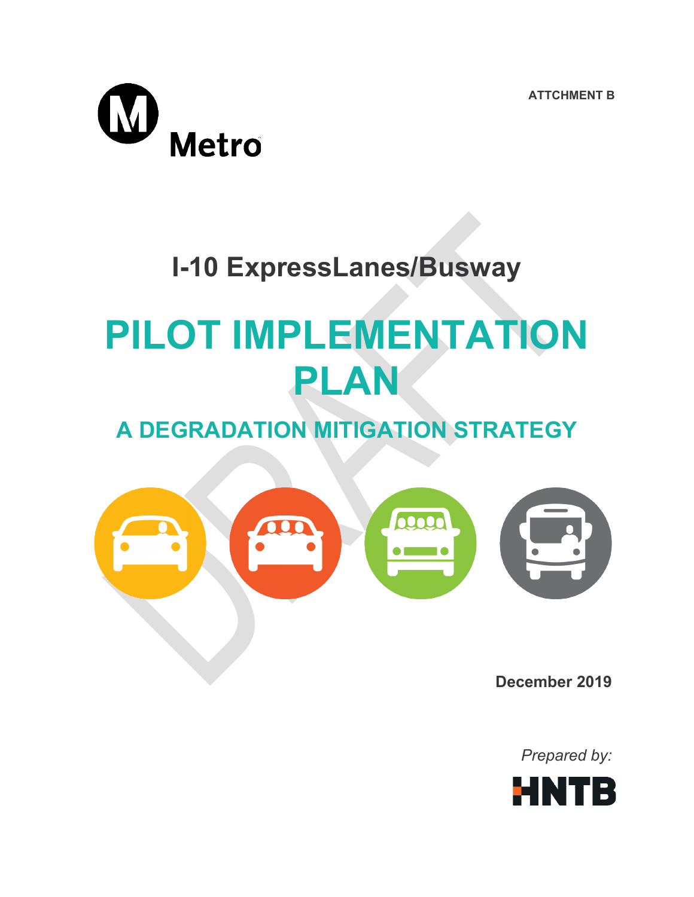ATTCHMENT B

Metro

# I-10 ExpressLanes/Busway

# PILOT IMPLEMENTATION PLAN

## A DEGRADATION MITIGATION STRATEGY

December 2019

*Prepared by:*

HNTB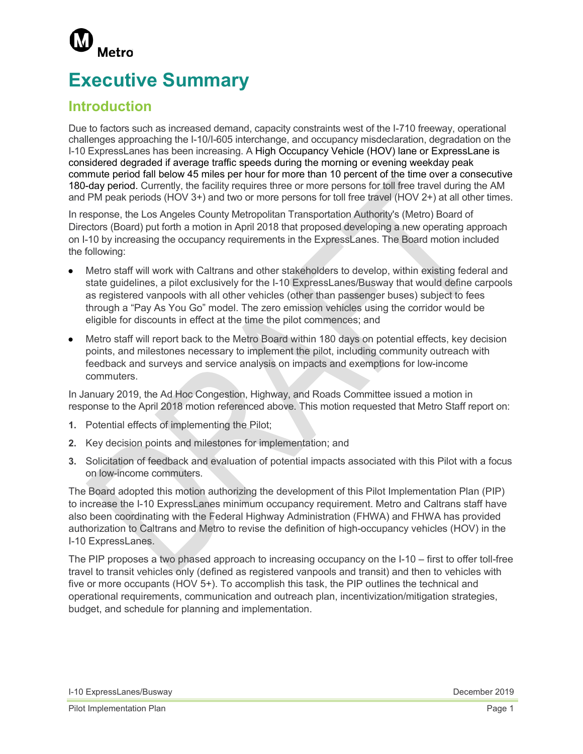# Executive Summary

## Introduction

Due to factors such as increased demand, capacity constraints west of the I-710 freeway, operational challenges approaching the I-10/I-605 interchange, and occupancy misdeclaration, degradation on the I-10 ExpressLanes has been increasing. A High Occupancy Vehicle (HOV) lane or ExpressLane is considered degraded if average traffic speeds during the morning or evening weekday peak commute period fall below 45 miles per hour for more than 10 percent of the time over a consecutive 180-day period. Currently, the facility requires three or more persons for toll free travel during the AM and PM peak periods (HOV 3+) and two or more persons for toll free travel (HOV 2+) at all other times.

In response, the Los Angeles County Metropolitan Transportation Authority's (Metro) Board of Directors (Board) put forth a motion in April 2018 that proposed developing a new operating approach on I-10 by increasing the occupancy requirements in the ExpressLanes. The Board motion included the following:

- Metro staff will work with Caltrans and other stakeholders to develop, within existing federal and state guidelines, a pilot exclusively for the I-10 ExpressLanes/Busway that would define carpools as registered vanpools with all other vehicles (other than passenger buses) subject to fees through a “Pay As You Go” model. The zero emission vehicles using the corridor would be eligible for discounts in effect at the time the pilot commences; and
- Metro staff will report back to the Metro Board within 180 days on potential effects, key decision points, and milestones necessary to implement the pilot, including community outreach with feedback and surveys and service analysis on impacts and exemptions for low-income commuters.

In January 2019, the Ad Hoc Congestion, Highway, and Roads Committee issued a motion in response to the April 2018 motion referenced above. This motion requested that Metro Staff report on:

1. Potential effects of implementing the Pilot;
2. Key decision points and milestones for implementation; and
3. Solicitation of feedback and evaluation of potential impacts associated with this Pilot with a focus on low-income commuters.

The Board adopted this motion authorizing the development of this Pilot Implementation Plan (PIP) to increase the I-10 ExpressLanes minimum occupancy requirement. Metro and Caltrans staff have also been coordinating with the Federal Highway Administration (FHWA) and FHWA has provided authorization to Caltrans and Metro to revise the definition of high-occupancy vehicles (HOV) in the I-10 ExpressLanes.

The PIP proposes a two phased approach to increasing occupancy on the I-10 – first to offer toll-free travel to transit vehicles only (defined as registered vanpools and transit) and then to vehicles with five or more occupants (HOV 5+). To accomplish this task, the PIP outlines the technical and operational requirements, communication and outreach plan, incentivization/mitigation strategies, budget, and schedule for planning and implementation.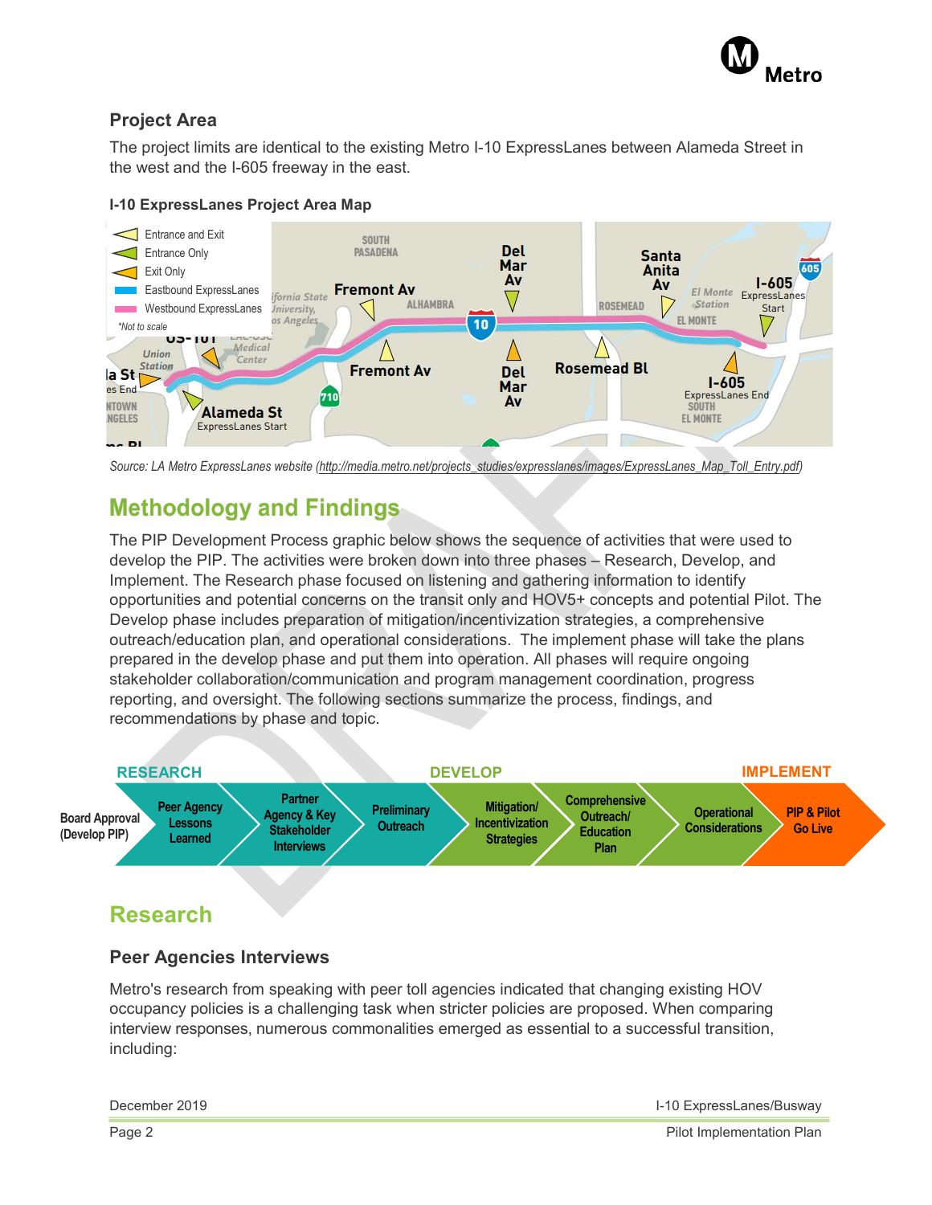## Project Area

The project limits are identical to the existing Metro I-10 ExpressLanes between Alameda Street in the west and the I-605 freeway in the east.

**I-10 ExpressLanes Project Area Map**

Entrance and Exit
Entrance Only
Exit Only
Eastbound ExpressLanes
Westbound ExpressLanes
*Not to scale

SOUTH PASADENA
Del Mar Av
Santa Anita Av
I-605 ExpressLanes Start
Fremont Av
ALHAMBRA
ROSEMEAD
El Monte Station
EL MONTE
Union Station
Fremont Av
Del Mar Av
Rosemead Bl
I-605 ExpressLanes End
SOUTH EL MONTE
Alameda St ExpressLanes Start

*Source: LA Metro ExpressLanes website (http://media.metro.net/projects_studies/expresslanes/images/ExpressLanes_Map_Toll_Entry.pdf)*

# Methodology and Findings

The PIP Development Process graphic below shows the sequence of activities that were used to develop the PIP. The activities were broken down into three phases – Research, Develop, and Implement. The Research phase focused on listening and gathering information to identify opportunities and potential concerns on the transit only and HOV5+ concepts and potential Pilot. The Develop phase includes preparation of mitigation/incentivization strategies, a comprehensive outreach/education plan, and operational considerations. The implement phase will take the plans prepared in the develop phase and put them into operation. All phases will require ongoing stakeholder collaboration/communication and program management coordination, progress reporting, and oversight. The following sections summarize the process, findings, and recommendations by phase and topic.

RESEARCH
DEVELOP
IMPLEMENT

Board Approval (Develop PIP)
Peer Agency Lessons Learned
Partner Agency & Key Stakeholder Interviews
Preliminary Outreach
Mitigation/ Incentivization Strategies
Comprehensive Outreach/ Education Plan
Operational Considerations
PIP & Pilot Go Live

# Research

## Peer Agencies Interviews

Metro's research from speaking with peer toll agencies indicated that changing existing HOV occupancy policies is a challenging task when stricter policies are proposed. When comparing interview responses, numerous commonalities emerged as essential to a successful transition, including: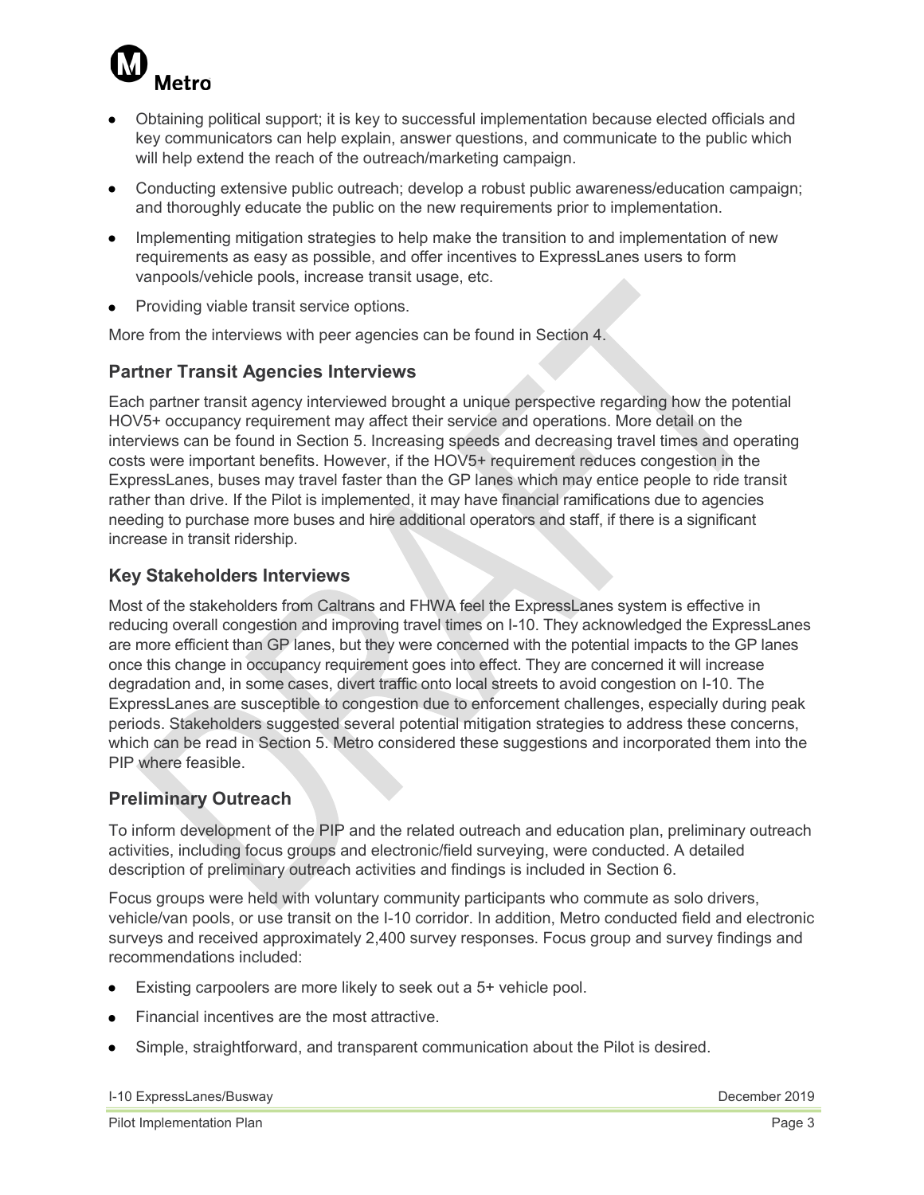- Obtaining political support; it is key to successful implementation because elected officials and key communicators can help explain, answer questions, and communicate to the public which will help extend the reach of the outreach/marketing campaign.
- Conducting extensive public outreach; develop a robust public awareness/education campaign; and thoroughly educate the public on the new requirements prior to implementation.
- Implementing mitigation strategies to help make the transition to and implementation of new requirements as easy as possible, and offer incentives to ExpressLanes users to form vanpools/vehicle pools, increase transit usage, etc.
- Providing viable transit service options.

More from the interviews with peer agencies can be found in Section 4.

## Partner Transit Agencies Interviews

Each partner transit agency interviewed brought a unique perspective regarding how the potential HOV5+ occupancy requirement may affect their service and operations. More detail on the interviews can be found in Section 5. Increasing speeds and decreasing travel times and operating costs were important benefits. However, if the HOV5+ requirement reduces congestion in the ExpressLanes, buses may travel faster than the GP lanes which may entice people to ride transit rather than drive. If the Pilot is implemented, it may have financial ramifications due to agencies needing to purchase more buses and hire additional operators and staff, if there is a significant increase in transit ridership.

## Key Stakeholders Interviews

Most of the stakeholders from Caltrans and FHWA feel the ExpressLanes system is effective in reducing overall congestion and improving travel times on I-10. They acknowledged the ExpressLanes are more efficient than GP lanes, but they were concerned with the potential impacts to the GP lanes once this change in occupancy requirement goes into effect. They are concerned it will increase degradation and, in some cases, divert traffic onto local streets to avoid congestion on I-10. The ExpressLanes are susceptible to congestion due to enforcement challenges, especially during peak periods. Stakeholders suggested several potential mitigation strategies to address these concerns, which can be read in Section 5. Metro considered these suggestions and incorporated them into the PIP where feasible.

## Preliminary Outreach

To inform development of the PIP and the related outreach and education plan, preliminary outreach activities, including focus groups and electronic/field surveying, were conducted. A detailed description of preliminary outreach activities and findings is included in Section 6.

Focus groups were held with voluntary community participants who commute as solo drivers, vehicle/van pools, or use transit on the I-10 corridor. In addition, Metro conducted field and electronic surveys and received approximately 2,400 survey responses. Focus group and survey findings and recommendations included:

- Existing carpoolers are more likely to seek out a 5+ vehicle pool.
- Financial incentives are the most attractive.
- Simple, straightforward, and transparent communication about the Pilot is desired.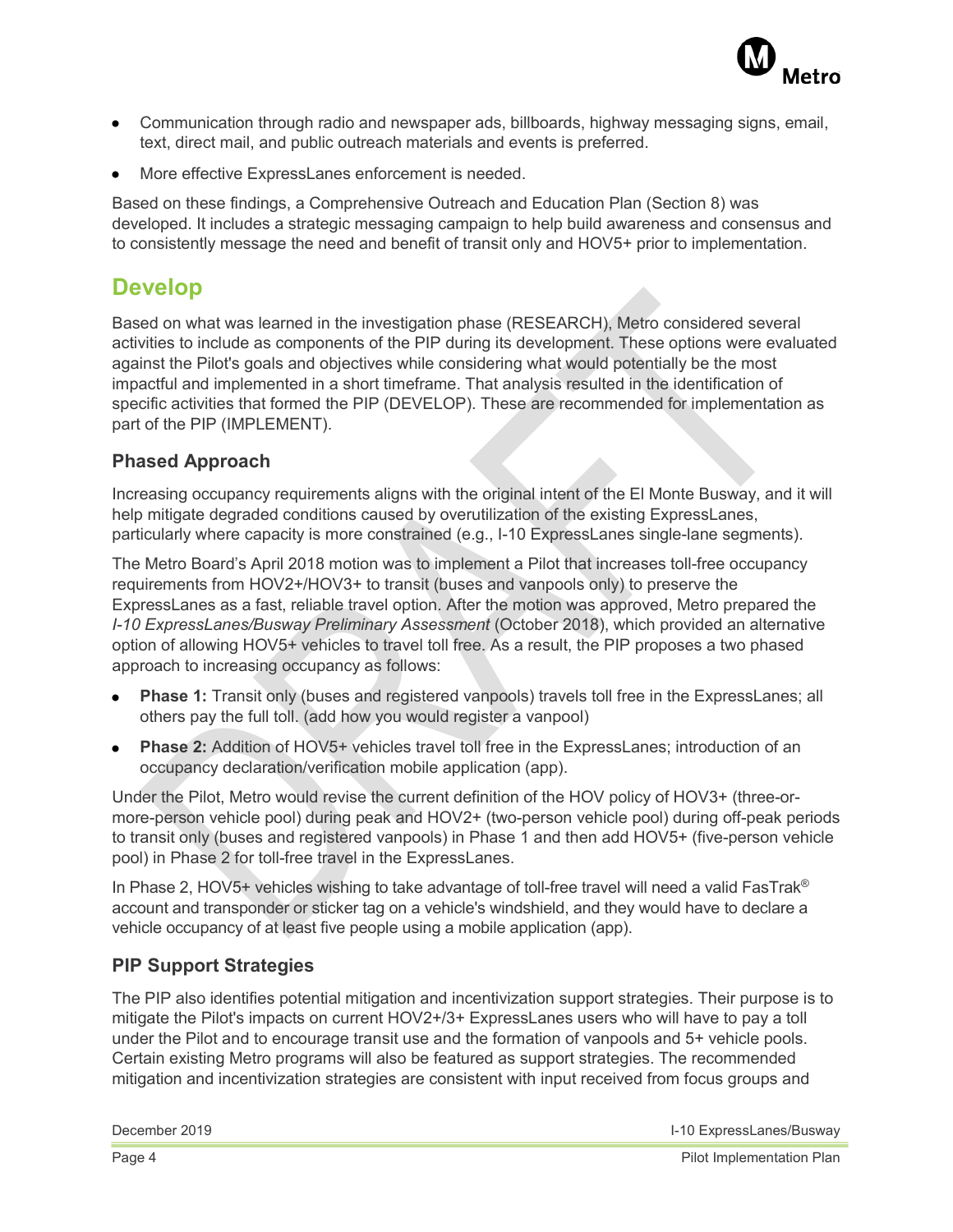- Communication through radio and newspaper ads, billboards, highway messaging signs, email, text, direct mail, and public outreach materials and events is preferred.
- More effective ExpressLanes enforcement is needed.

Based on these findings, a Comprehensive Outreach and Education Plan (Section 8) was developed. It includes a strategic messaging campaign to help build awareness and consensus and to consistently message the need and benefit of transit only and HOV5+ prior to implementation.

## Develop

Based on what was learned in the investigation phase (RESEARCH), Metro considered several activities to include as components of the PIP during its development. These options were evaluated against the Pilot's goals and objectives while considering what would potentially be the most impactful and implemented in a short timeframe. That analysis resulted in the identification of specific activities that formed the PIP (DEVELOP). These are recommended for implementation as part of the PIP (IMPLEMENT).

### Phased Approach

Increasing occupancy requirements aligns with the original intent of the El Monte Busway, and it will help mitigate degraded conditions caused by overutilization of the existing ExpressLanes, particularly where capacity is more constrained (e.g., I-10 ExpressLanes single-lane segments).

The Metro Board's April 2018 motion was to implement a Pilot that increases toll-free occupancy requirements from HOV2+/HOV3+ to transit (buses and vanpools only) to preserve the ExpressLanes as a fast, reliable travel option. After the motion was approved, Metro prepared the *I-10 ExpressLanes/Busway Preliminary Assessment* (October 2018), which provided an alternative option of allowing HOV5+ vehicles to travel toll free. As a result, the PIP proposes a two phased approach to increasing occupancy as follows:

- **Phase 1:** Transit only (buses and registered vanpools) travels toll free in the ExpressLanes; all others pay the full toll. (add how you would register a vanpool)
- **Phase 2:** Addition of HOV5+ vehicles travel toll free in the ExpressLanes; introduction of an occupancy declaration/verification mobile application (app).

Under the Pilot, Metro would revise the current definition of the HOV policy of HOV3+ (three-or-more-person vehicle pool) during peak and HOV2+ (two-person vehicle pool) during off-peak periods to transit only (buses and registered vanpools) in Phase 1 and then add HOV5+ (five-person vehicle pool) in Phase 2 for toll-free travel in the ExpressLanes.

In Phase 2, HOV5+ vehicles wishing to take advantage of toll-free travel will need a valid FasTrak® account and transponder or sticker tag on a vehicle's windshield, and they would have to declare a vehicle occupancy of at least five people using a mobile application (app).

### PIP Support Strategies

The PIP also identifies potential mitigation and incentivization support strategies. Their purpose is to mitigate the Pilot's impacts on current HOV2+/3+ ExpressLanes users who will have to pay a toll under the Pilot and to encourage transit use and the formation of vanpools and 5+ vehicle pools. Certain existing Metro programs will also be featured as support strategies. The recommended mitigation and incentivization strategies are consistent with input received from focus groups and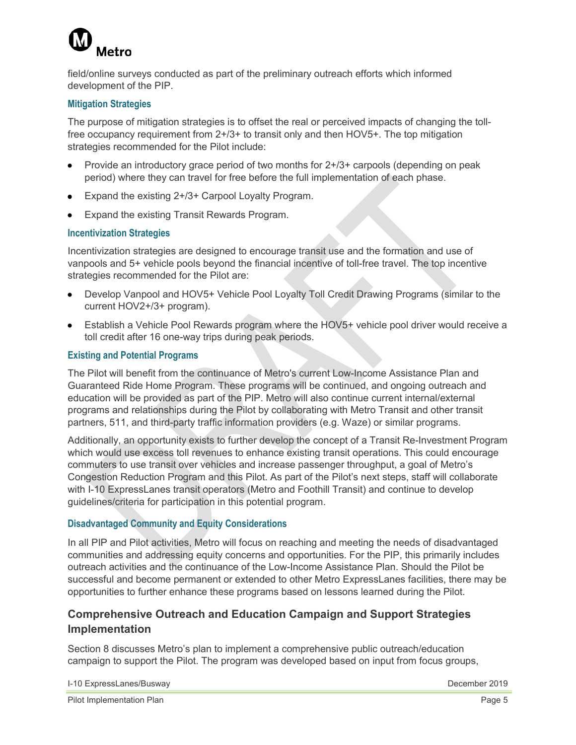field/online surveys conducted as part of the preliminary outreach efforts which informed development of the PIP.

### Mitigation Strategies

The purpose of mitigation strategies is to offset the real or perceived impacts of changing the toll-free occupancy requirement from 2+/3+ to transit only and then HOV5+. The top mitigation strategies recommended for the Pilot include:

- Provide an introductory grace period of two months for 2+/3+ carpools (depending on peak period) where they can travel for free before the full implementation of each phase.
- Expand the existing 2+/3+ Carpool Loyalty Program.
- Expand the existing Transit Rewards Program.

### Incentivization Strategies

Incentivization strategies are designed to encourage transit use and the formation and use of vanpools and 5+ vehicle pools beyond the financial incentive of toll-free travel. The top incentive strategies recommended for the Pilot are:

- Develop Vanpool and HOV5+ Vehicle Pool Loyalty Toll Credit Drawing Programs (similar to the current HOV2+/3+ program).
- Establish a Vehicle Pool Rewards program where the HOV5+ vehicle pool driver would receive a toll credit after 16 one-way trips during peak periods.

### Existing and Potential Programs

The Pilot will benefit from the continuance of Metro's current Low-Income Assistance Plan and Guaranteed Ride Home Program. These programs will be continued, and ongoing outreach and education will be provided as part of the PIP. Metro will also continue current internal/external programs and relationships during the Pilot by collaborating with Metro Transit and other transit partners, 511, and third-party traffic information providers (e.g. Waze) or similar programs.

Additionally, an opportunity exists to further develop the concept of a Transit Re-Investment Program which would use excess toll revenues to enhance existing transit operations. This could encourage commuters to use transit over vehicles and increase passenger throughput, a goal of Metro's Congestion Reduction Program and this Pilot. As part of the Pilot's next steps, staff will collaborate with I-10 ExpressLanes transit operators (Metro and Foothill Transit) and continue to develop guidelines/criteria for participation in this potential program.

### Disadvantaged Community and Equity Considerations

In all PIP and Pilot activities, Metro will focus on reaching and meeting the needs of disadvantaged communities and addressing equity concerns and opportunities. For the PIP, this primarily includes outreach activities and the continuance of the Low-Income Assistance Plan. Should the Pilot be successful and become permanent or extended to other Metro ExpressLanes facilities, there may be opportunities to further enhance these programs based on lessons learned during the Pilot.

## Comprehensive Outreach and Education Campaign and Support Strategies Implementation

Section 8 discusses Metro's plan to implement a comprehensive public outreach/education campaign to support the Pilot. The program was developed based on input from focus groups,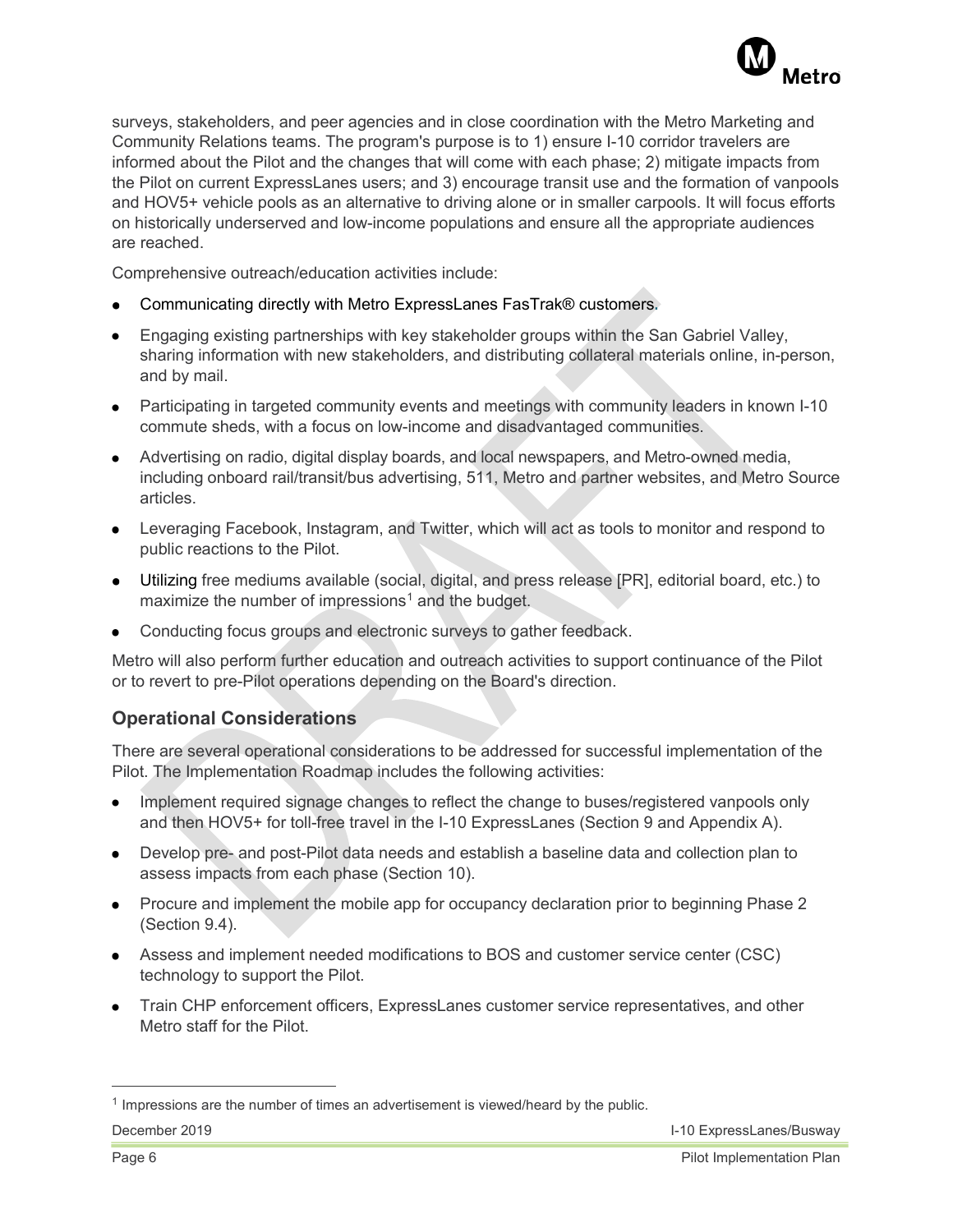surveys, stakeholders, and peer agencies and in close coordination with the Metro Marketing and Community Relations teams. The program's purpose is to 1) ensure I-10 corridor travelers are informed about the Pilot and the changes that will come with each phase; 2) mitigate impacts from the Pilot on current ExpressLanes users; and 3) encourage transit use and the formation of vanpools and HOV5+ vehicle pools as an alternative to driving alone or in smaller carpools. It will focus efforts on historically underserved and low-income populations and ensure all the appropriate audiences are reached.

Comprehensive outreach/education activities include:

- Communicating directly with Metro ExpressLanes FasTrak® customers.
- Engaging existing partnerships with key stakeholder groups within the San Gabriel Valley, sharing information with new stakeholders, and distributing collateral materials online, in-person, and by mail.
- Participating in targeted community events and meetings with community leaders in known I-10 commute sheds, with a focus on low-income and disadvantaged communities.
- Advertising on radio, digital display boards, and local newspapers, and Metro-owned media, including onboard rail/transit/bus advertising, 511, Metro and partner websites, and Metro Source articles.
- Leveraging Facebook, Instagram, and Twitter, which will act as tools to monitor and respond to public reactions to the Pilot.
- Utilizing free mediums available (social, digital, and press release [PR], editorial board, etc.) to maximize the number of impressions[1] and the budget.
- Conducting focus groups and electronic surveys to gather feedback.

Metro will also perform further education and outreach activities to support continuance of the Pilot or to revert to pre-Pilot operations depending on the Board's direction.

## Operational Considerations

There are several operational considerations to be addressed for successful implementation of the Pilot. The Implementation Roadmap includes the following activities:

- Implement required signage changes to reflect the change to buses/registered vanpools only and then HOV5+ for toll-free travel in the I-10 ExpressLanes (Section 9 and Appendix A).
- Develop pre- and post-Pilot data needs and establish a baseline data and collection plan to assess impacts from each phase (Section 10).
- Procure and implement the mobile app for occupancy declaration prior to beginning Phase 2 (Section 9.4).
- Assess and implement needed modifications to BOS and customer service center (CSC) technology to support the Pilot.
- Train CHP enforcement officers, ExpressLanes customer service representatives, and other Metro staff for the Pilot.

[1] Impressions are the number of times an advertisement is viewed/heard by the public.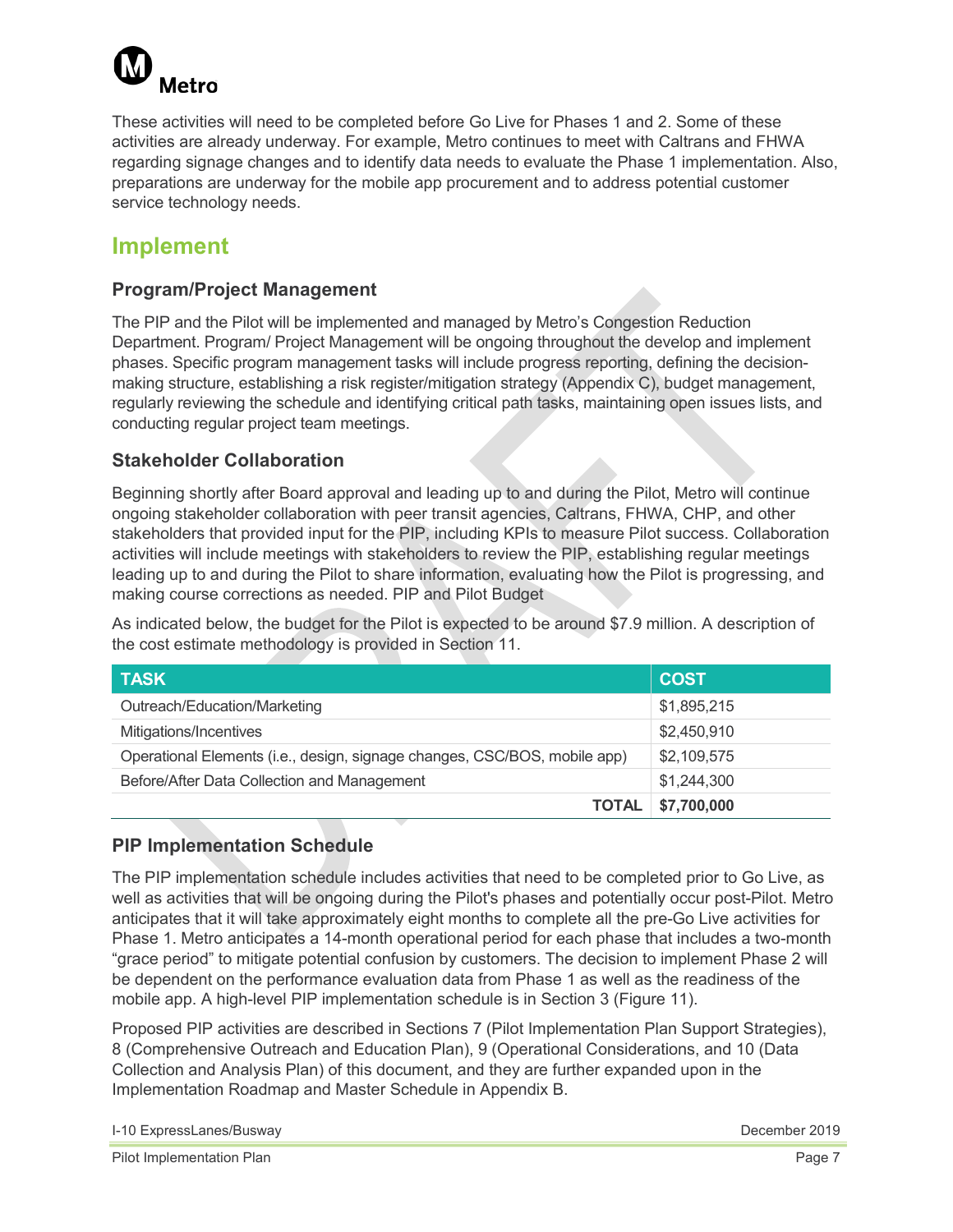These activities will need to be completed before Go Live for Phases 1 and 2. Some of these activities are already underway. For example, Metro continues to meet with Caltrans and FHWA regarding signage changes and to identify data needs to evaluate the Phase 1 implementation. Also, preparations are underway for the mobile app procurement and to address potential customer service technology needs.

## Implement

### Program/Project Management

The PIP and the Pilot will be implemented and managed by Metro's Congestion Reduction Department. Program/ Project Management will be ongoing throughout the develop and implement phases. Specific program management tasks will include progress reporting, defining the decision-making structure, establishing a risk register/mitigation strategy (Appendix C), budget management, regularly reviewing the schedule and identifying critical path tasks, maintaining open issues lists, and conducting regular project team meetings.

### Stakeholder Collaboration

Beginning shortly after Board approval and leading up to and during the Pilot, Metro will continue ongoing stakeholder collaboration with peer transit agencies, Caltrans, FHWA, CHP, and other stakeholders that provided input for the PIP, including KPIs to measure Pilot success. Collaboration activities will include meetings with stakeholders to review the PIP, establishing regular meetings leading up to and during the Pilot to share information, evaluating how the Pilot is progressing, and making course corrections as needed. PIP and Pilot Budget

As indicated below, the budget for the Pilot is expected to be around $7.9 million. A description of the cost estimate methodology is provided in Section 11.

| TASK | COST |
|---|---|
| Outreach/Education/Marketing | $1,895,215 |
| Mitigations/Incentives | $2,450,910 |
| Operational Elements (i.e., design, signage changes, CSC/BOS, mobile app) | $2,109,575 |
| Before/After Data Collection and Management | $1,244,300 |
| **TOTAL** | **$7,700,000** |

### PIP Implementation Schedule

The PIP implementation schedule includes activities that need to be completed prior to Go Live, as well as activities that will be ongoing during the Pilot's phases and potentially occur post-Pilot. Metro anticipates that it will take approximately eight months to complete all the pre-Go Live activities for Phase 1. Metro anticipates a 14-month operational period for each phase that includes a two-month "grace period" to mitigate potential confusion by customers. The decision to implement Phase 2 will be dependent on the performance evaluation data from Phase 1 as well as the readiness of the mobile app. A high-level PIP implementation schedule is in Section 3 (Figure 11).

Proposed PIP activities are described in Sections 7 (Pilot Implementation Plan Support Strategies), 8 (Comprehensive Outreach and Education Plan), 9 (Operational Considerations, and 10 (Data Collection and Analysis Plan) of this document, and they are further expanded upon in the Implementation Roadmap and Master Schedule in Appendix B.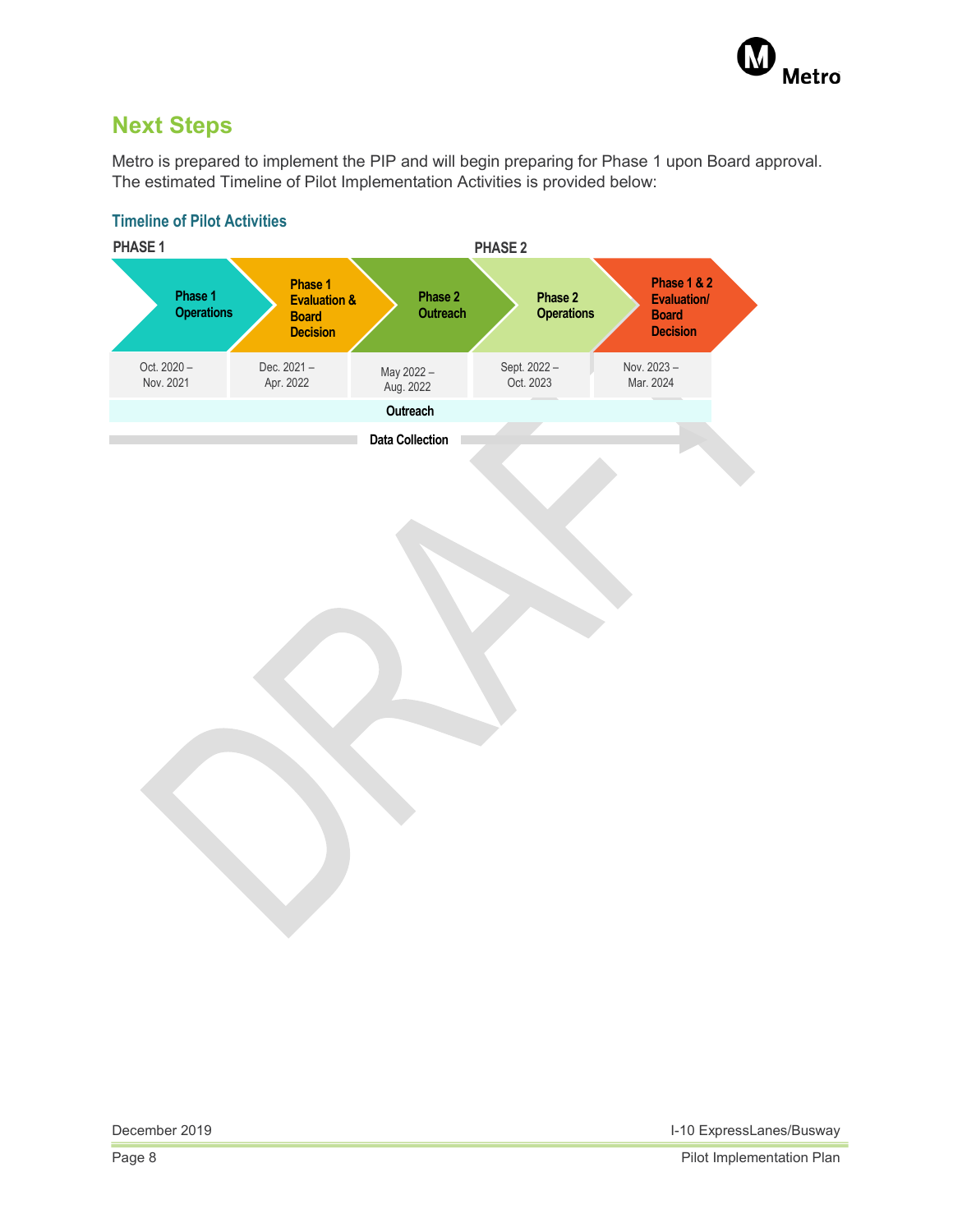## Next Steps

Metro is prepared to implement the PIP and will begin preparing for Phase 1 upon Board approval. The estimated Timeline of Pilot Implementation Activities is provided below:

### Timeline of Pilot Activities

PHASE 1

PHASE 2

Phase 1 Operations

Oct. 2020 – Nov. 2021

Phase 1 Evaluation & Board Decision

Dec. 2021 – Apr. 2022

Phase 2 Outreach

May 2022 – Aug. 2022

Phase 2 Operations

Sept. 2022 – Oct. 2023

Phase 1 & 2 Evaluation/ Board Decision

Nov. 2023 – Mar. 2024

Outreach

Data Collection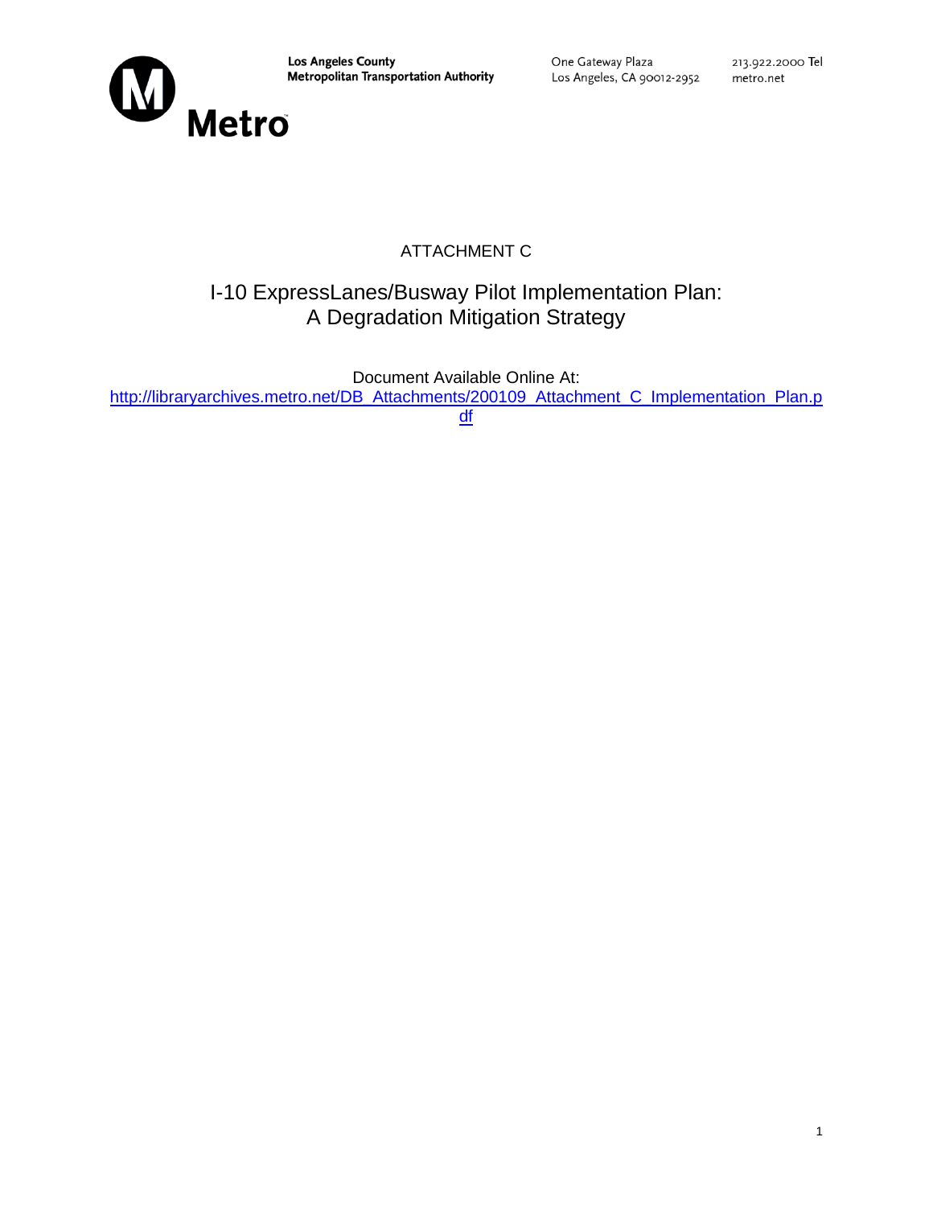Los Angeles County
Metropolitan Transportation Authority

One Gateway Plaza
Los Angeles, CA 90012-2952

213.922.2000 Tel
metro.net

Metro

ATTACHMENT C

# I-10 ExpressLanes/Busway Pilot Implementation Plan: A Degradation Mitigation Strategy

Document Available Online At:
[http://libraryarchives.metro.net/DB_Attachments/200109_Attachment_C_Implementation_Plan.pdf](http://libraryarchives.metro.net/DB_Attachments/200109_Attachment_C_Implementation_Plan.pdf)